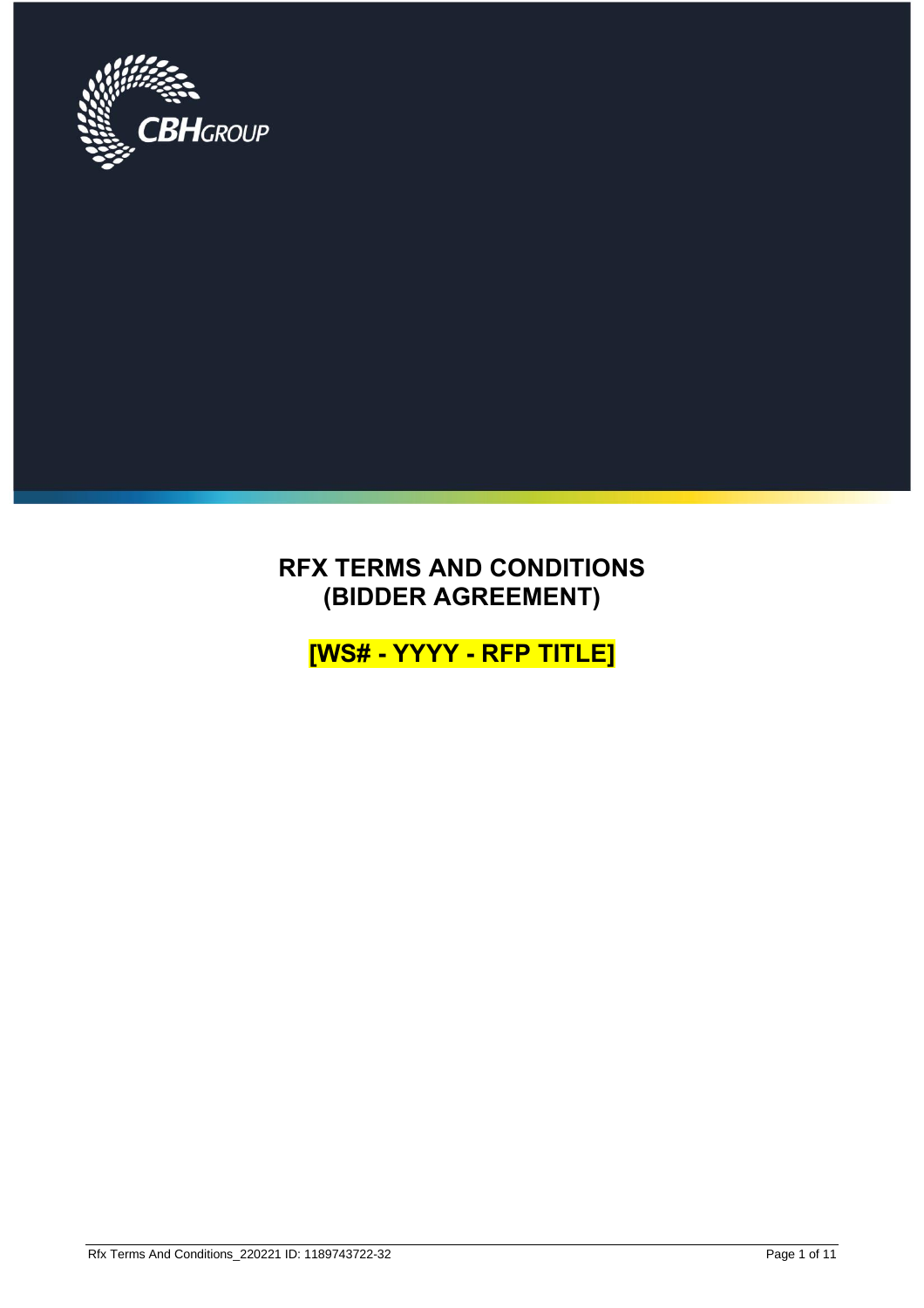# RFX TERMS AND CONDITIONS (BIDDER AGREEMENT)

## [WS# - YYYY - RFP TITLE]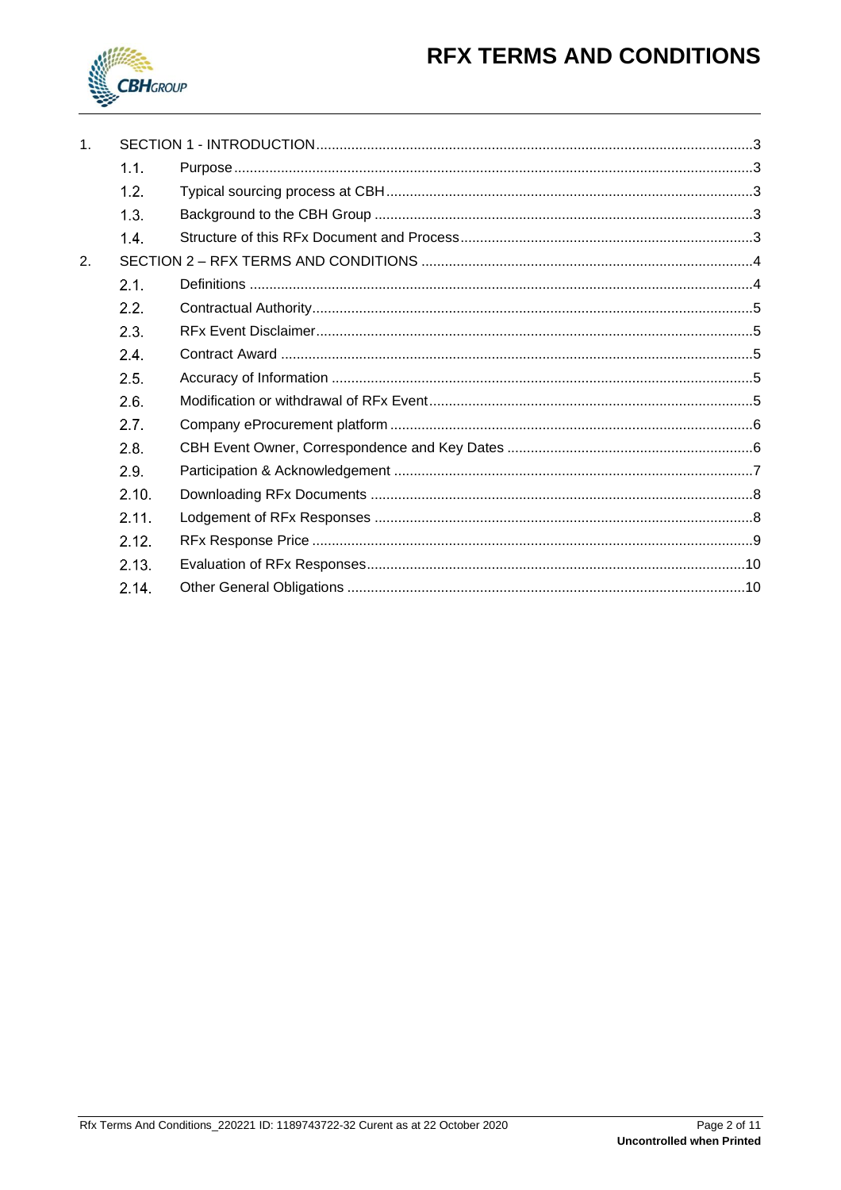1. SECTION 1 - INTRODUCTION .....3
   - 1.1. Purpose .....3
   - 1.2. Typical sourcing process at CBH .....3
   - 1.3. Background to the CBH Group .....3
   - 1.4. Structure of this RFx Document and Process .....3
2. SECTION 2 – RFX TERMS AND CONDITIONS .....4
   - 2.1. Definitions .....4
   - 2.2. Contractual Authority .....5
   - 2.3. RFx Event Disclaimer .....5
   - 2.4. Contract Award .....5
   - 2.5. Accuracy of Information .....5
   - 2.6. Modification or withdrawal of RFx Event .....5
   - 2.7. Company eProcurement platform .....6
   - 2.8. CBH Event Owner, Correspondence and Key Dates .....6
   - 2.9. Participation & Acknowledgement .....7
   - 2.10. Downloading RFx Documents .....8
   - 2.11. Lodgement of RFx Responses .....8
   - 2.12. RFx Response Price .....9
   - 2.13. Evaluation of RFx Responses .....10
   - 2.14. Other General Obligations .....10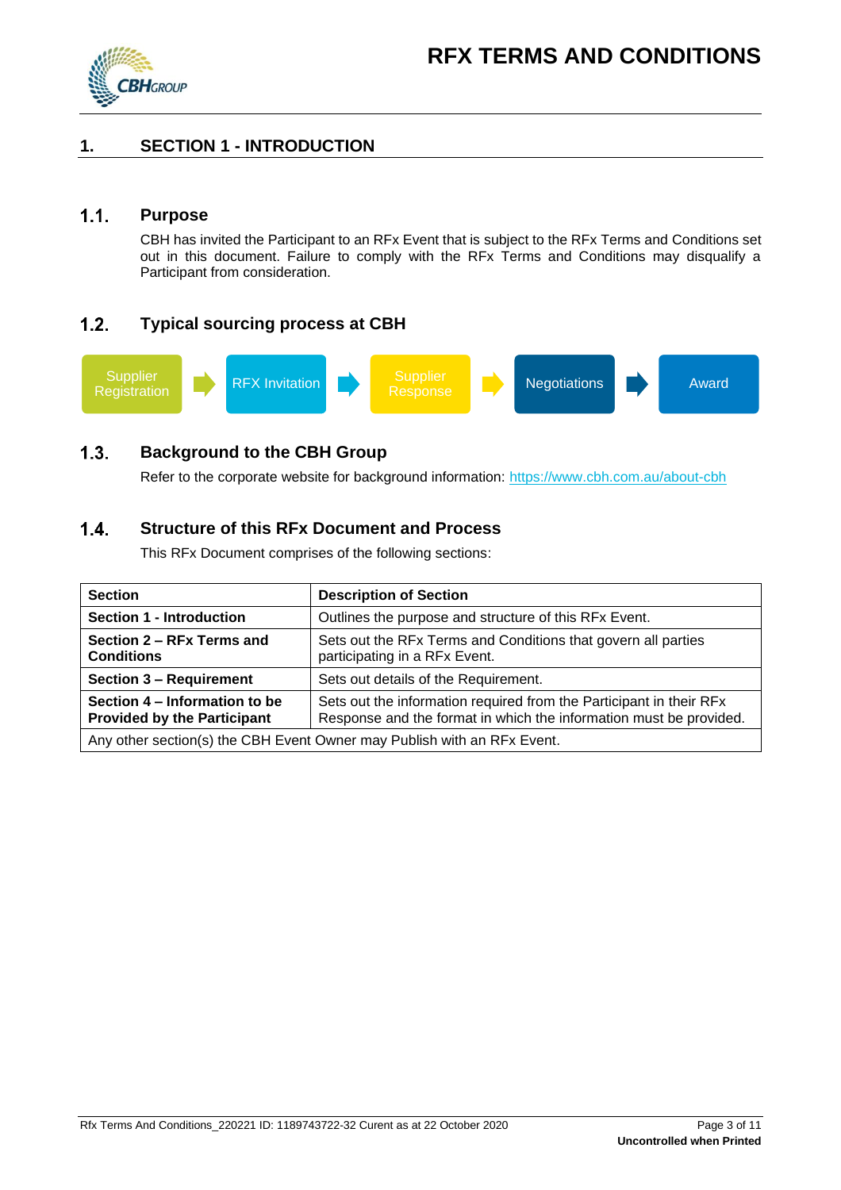# 1. SECTION 1 - INTRODUCTION

## 1.1. Purpose

CBH has invited the Participant to an RFx Event that is subject to the RFx Terms and Conditions set out in this document. Failure to comply with the RFx Terms and Conditions may disqualify a Participant from consideration.

## 1.2. Typical sourcing process at CBH

Supplier Registration → RFX Invitation → Supplier Response → Negotiations → Award

## 1.3. Background to the CBH Group

Refer to the corporate website for background information: https://www.cbh.com.au/about-cbh

## 1.4. Structure of this RFx Document and Process

This RFx Document comprises of the following sections:

| Section | Description of Section |
|---|---|
| **Section 1 - Introduction** | Outlines the purpose and structure of this RFx Event. |
| **Section 2 – RFx Terms and Conditions** | Sets out the RFx Terms and Conditions that govern all parties participating in a RFx Event. |
| **Section 3 – Requirement** | Sets out details of the Requirement. |
| **Section 4 – Information to be Provided by the Participant** | Sets out the information required from the Participant in their RFx Response and the format in which the information must be provided. |
| Any other section(s) the CBH Event Owner may Publish with an RFx Event. | |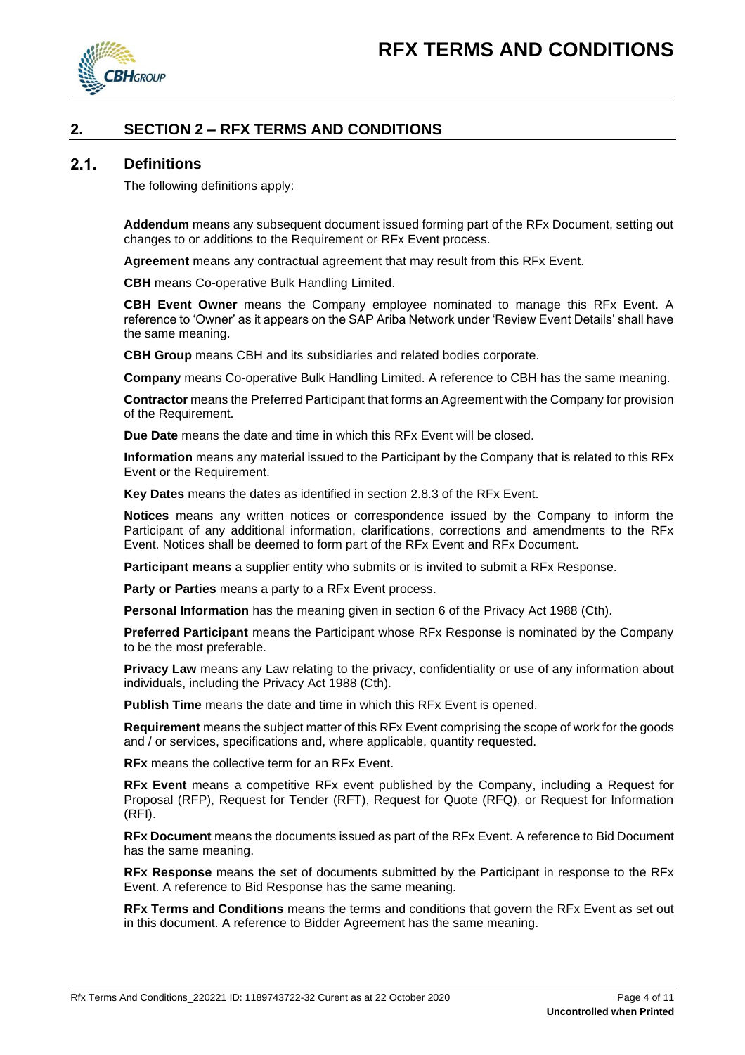## 2. SECTION 2 – RFX TERMS AND CONDITIONS

### 2.1. Definitions

The following definitions apply:

**Addendum** means any subsequent document issued forming part of the RFx Document, setting out changes to or additions to the Requirement or RFx Event process.

**Agreement** means any contractual agreement that may result from this RFx Event.

**CBH** means Co-operative Bulk Handling Limited.

**CBH Event Owner** means the Company employee nominated to manage this RFx Event. A reference to 'Owner' as it appears on the SAP Ariba Network under 'Review Event Details' shall have the same meaning.

**CBH Group** means CBH and its subsidiaries and related bodies corporate.

**Company** means Co-operative Bulk Handling Limited. A reference to CBH has the same meaning.

**Contractor** means the Preferred Participant that forms an Agreement with the Company for provision of the Requirement.

**Due Date** means the date and time in which this RFx Event will be closed.

**Information** means any material issued to the Participant by the Company that is related to this RFx Event or the Requirement.

**Key Dates** means the dates as identified in section 2.8.3 of the RFx Event.

**Notices** means any written notices or correspondence issued by the Company to inform the Participant of any additional information, clarifications, corrections and amendments to the RFx Event. Notices shall be deemed to form part of the RFx Event and RFx Document.

**Participant means** a supplier entity who submits or is invited to submit a RFx Response.

**Party or Parties** means a party to a RFx Event process.

**Personal Information** has the meaning given in section 6 of the Privacy Act 1988 (Cth).

**Preferred Participant** means the Participant whose RFx Response is nominated by the Company to be the most preferable.

**Privacy Law** means any Law relating to the privacy, confidentiality or use of any information about individuals, including the Privacy Act 1988 (Cth).

**Publish Time** means the date and time in which this RFx Event is opened.

**Requirement** means the subject matter of this RFx Event comprising the scope of work for the goods and / or services, specifications and, where applicable, quantity requested.

**RFx** means the collective term for an RFx Event.

**RFx Event** means a competitive RFx event published by the Company, including a Request for Proposal (RFP), Request for Tender (RFT), Request for Quote (RFQ), or Request for Information (RFI).

**RFx Document** means the documents issued as part of the RFx Event. A reference to Bid Document has the same meaning.

**RFx Response** means the set of documents submitted by the Participant in response to the RFx Event. A reference to Bid Response has the same meaning.

**RFx Terms and Conditions** means the terms and conditions that govern the RFx Event as set out in this document. A reference to Bidder Agreement has the same meaning.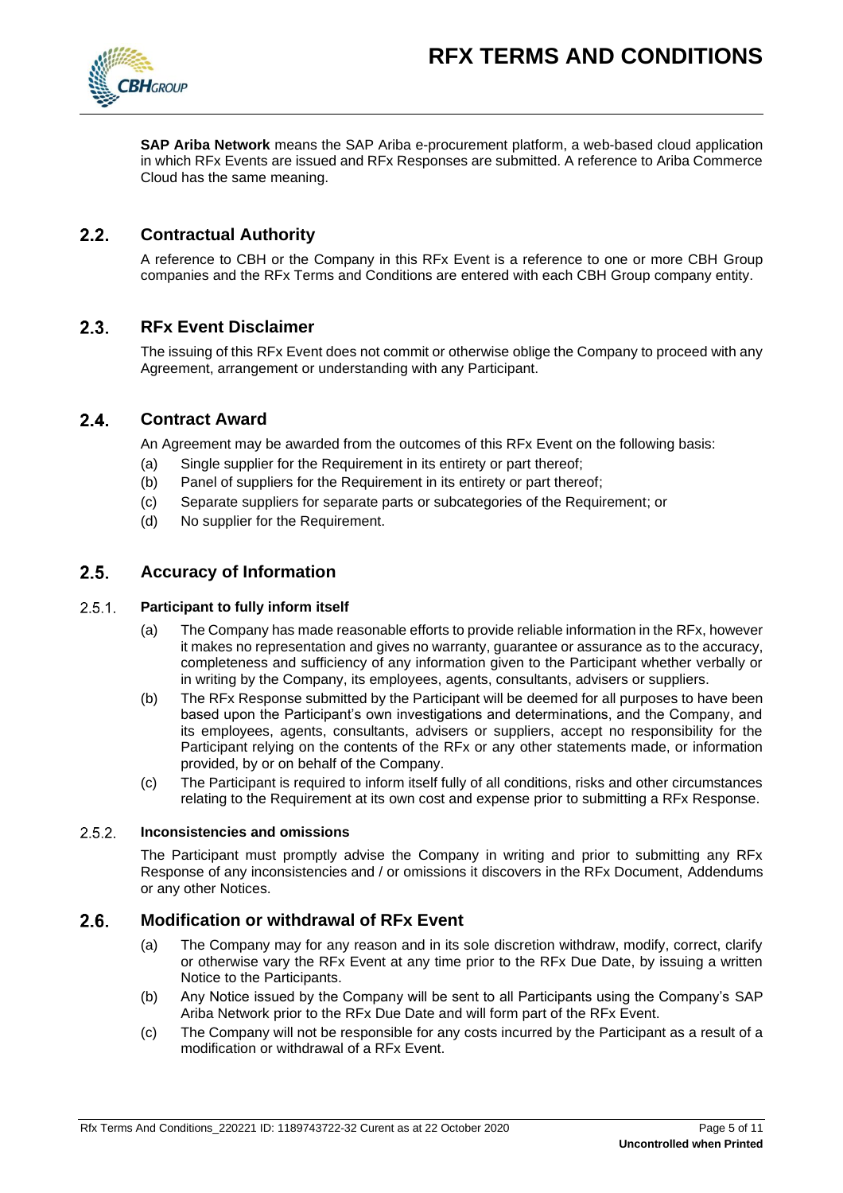**SAP Ariba Network** means the SAP Ariba e-procurement platform, a web-based cloud application in which RFx Events are issued and RFx Responses are submitted. A reference to Ariba Commerce Cloud has the same meaning.

## 2.2. Contractual Authority

A reference to CBH or the Company in this RFx Event is a reference to one or more CBH Group companies and the RFx Terms and Conditions are entered with each CBH Group company entity.

## 2.3. RFx Event Disclaimer

The issuing of this RFx Event does not commit or otherwise oblige the Company to proceed with any Agreement, arrangement or understanding with any Participant.

## 2.4. Contract Award

An Agreement may be awarded from the outcomes of this RFx Event on the following basis:

(a) Single supplier for the Requirement in its entirety or part thereof;

(b) Panel of suppliers for the Requirement in its entirety or part thereof;

(c) Separate suppliers for separate parts or subcategories of the Requirement; or

(d) No supplier for the Requirement.

## 2.5. Accuracy of Information

### 2.5.1. Participant to fully inform itself

(a) The Company has made reasonable efforts to provide reliable information in the RFx, however it makes no representation and gives no warranty, guarantee or assurance as to the accuracy, completeness and sufficiency of any information given to the Participant whether verbally or in writing by the Company, its employees, agents, consultants, advisers or suppliers.

(b) The RFx Response submitted by the Participant will be deemed for all purposes to have been based upon the Participant's own investigations and determinations, and the Company, and its employees, agents, consultants, advisers or suppliers, accept no responsibility for the Participant relying on the contents of the RFx or any other statements made, or information provided, by or on behalf of the Company.

(c) The Participant is required to inform itself fully of all conditions, risks and other circumstances relating to the Requirement at its own cost and expense prior to submitting a RFx Response.

### 2.5.2. Inconsistencies and omissions

The Participant must promptly advise the Company in writing and prior to submitting any RFx Response of any inconsistencies and / or omissions it discovers in the RFx Document, Addendums or any other Notices.

## 2.6. Modification or withdrawal of RFx Event

(a) The Company may for any reason and in its sole discretion withdraw, modify, correct, clarify or otherwise vary the RFx Event at any time prior to the RFx Due Date, by issuing a written Notice to the Participants.

(b) Any Notice issued by the Company will be sent to all Participants using the Company's SAP Ariba Network prior to the RFx Due Date and will form part of the RFx Event.

(c) The Company will not be responsible for any costs incurred by the Participant as a result of a modification or withdrawal of a RFx Event.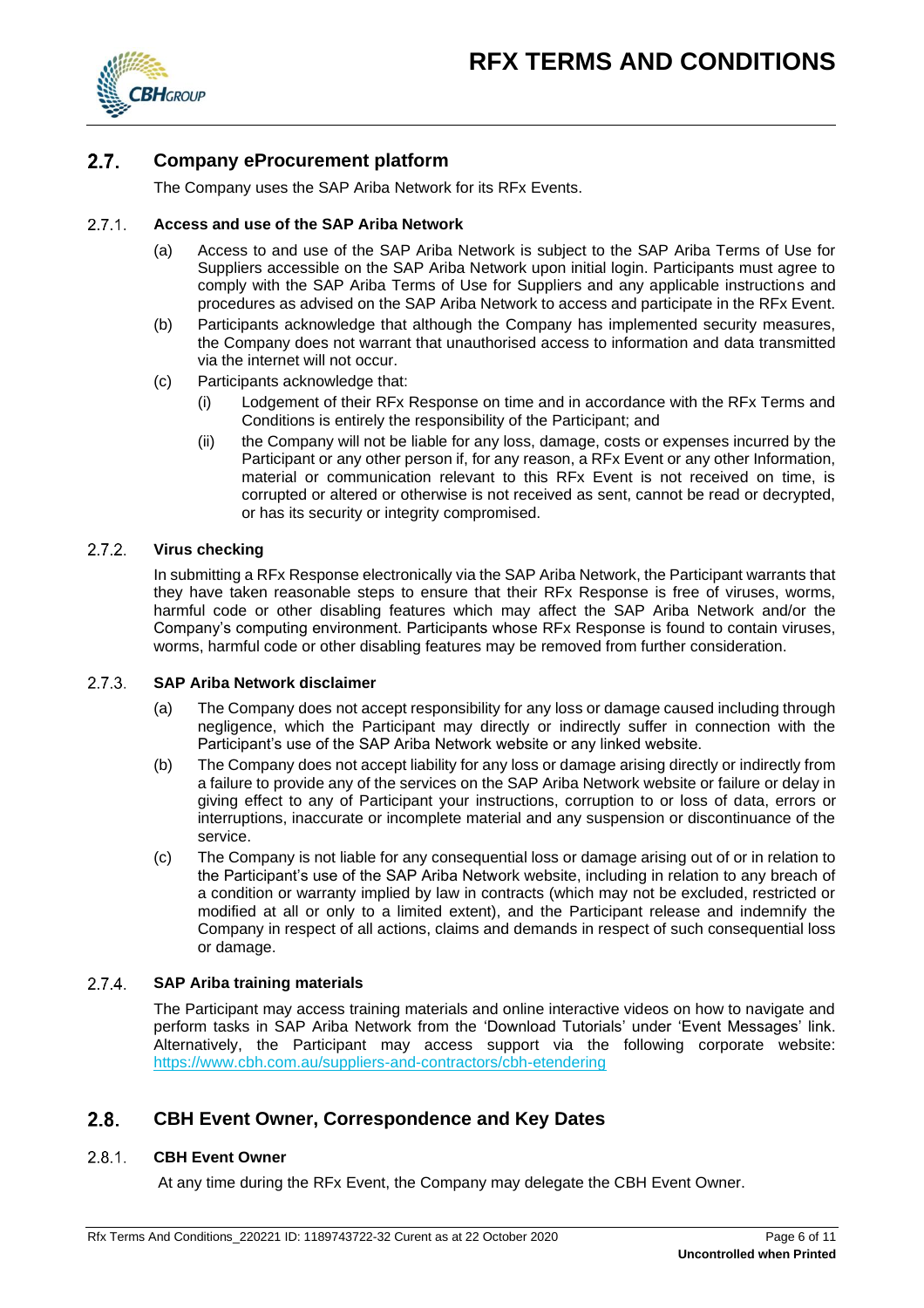## 2.7. Company eProcurement platform

The Company uses the SAP Ariba Network for its RFx Events.

### 2.7.1. Access and use of the SAP Ariba Network

(a) Access to and use of the SAP Ariba Network is subject to the SAP Ariba Terms of Use for Suppliers accessible on the SAP Ariba Network upon initial login. Participants must agree to comply with the SAP Ariba Terms of Use for Suppliers and any applicable instructions and procedures as advised on the SAP Ariba Network to access and participate in the RFx Event.

(b) Participants acknowledge that although the Company has implemented security measures, the Company does not warrant that unauthorised access to information and data transmitted via the internet will not occur.

(c) Participants acknowledge that:

(i) Lodgement of their RFx Response on time and in accordance with the RFx Terms and Conditions is entirely the responsibility of the Participant; and

(ii) the Company will not be liable for any loss, damage, costs or expenses incurred by the Participant or any other person if, for any reason, a RFx Event or any other Information, material or communication relevant to this RFx Event is not received on time, is corrupted or altered or otherwise is not received as sent, cannot be read or decrypted, or has its security or integrity compromised.

### 2.7.2. Virus checking

In submitting a RFx Response electronically via the SAP Ariba Network, the Participant warrants that they have taken reasonable steps to ensure that their RFx Response is free of viruses, worms, harmful code or other disabling features which may affect the SAP Ariba Network and/or the Company's computing environment. Participants whose RFx Response is found to contain viruses, worms, harmful code or other disabling features may be removed from further consideration.

### 2.7.3. SAP Ariba Network disclaimer

(a) The Company does not accept responsibility for any loss or damage caused including through negligence, which the Participant may directly or indirectly suffer in connection with the Participant's use of the SAP Ariba Network website or any linked website.

(b) The Company does not accept liability for any loss or damage arising directly or indirectly from a failure to provide any of the services on the SAP Ariba Network website or failure or delay in giving effect to any of Participant your instructions, corruption to or loss of data, errors or interruptions, inaccurate or incomplete material and any suspension or discontinuance of the service.

(c) The Company is not liable for any consequential loss or damage arising out of or in relation to the Participant's use of the SAP Ariba Network website, including in relation to any breach of a condition or warranty implied by law in contracts (which may not be excluded, restricted or modified at all or only to a limited extent), and the Participant release and indemnify the Company in respect of all actions, claims and demands in respect of such consequential loss or damage.

### 2.7.4. SAP Ariba training materials

The Participant may access training materials and online interactive videos on how to navigate and perform tasks in SAP Ariba Network from the 'Download Tutorials' under 'Event Messages' link. Alternatively, the Participant may access support via the following corporate website: https://www.cbh.com.au/suppliers-and-contractors/cbh-etendering

## 2.8. CBH Event Owner, Correspondence and Key Dates

### 2.8.1. CBH Event Owner

At any time during the RFx Event, the Company may delegate the CBH Event Owner.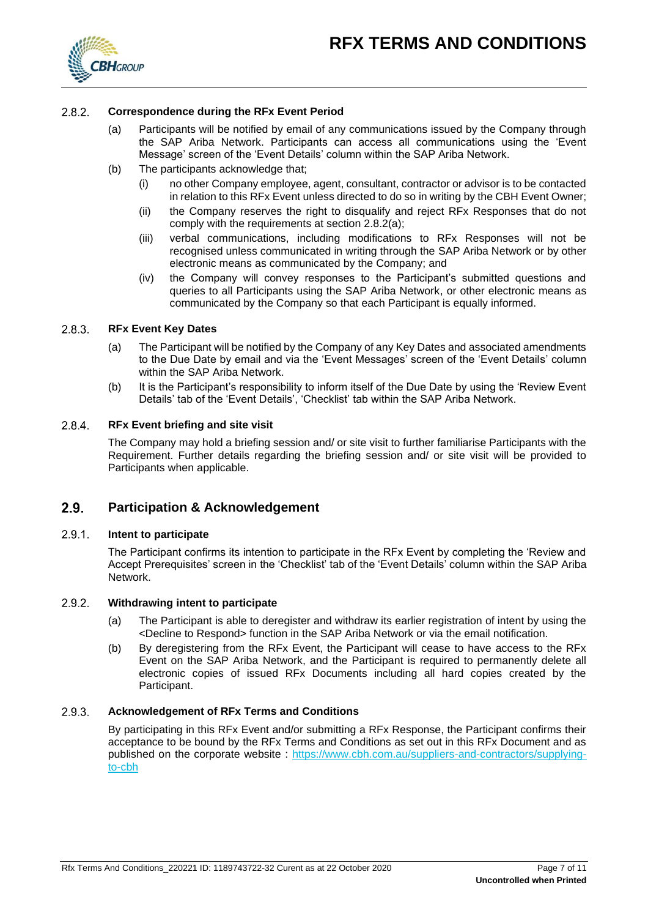#### 2.8.2. Correspondence during the RFx Event Period

(a) Participants will be notified by email of any communications issued by the Company through the SAP Ariba Network. Participants can access all communications using the 'Event Message' screen of the 'Event Details' column within the SAP Ariba Network.

(b) The participants acknowledge that;

(i) no other Company employee, agent, consultant, contractor or advisor is to be contacted in relation to this RFx Event unless directed to do so in writing by the CBH Event Owner;

(ii) the Company reserves the right to disqualify and reject RFx Responses that do not comply with the requirements at section 2.8.2(a);

(iii) verbal communications, including modifications to RFx Responses will not be recognised unless communicated in writing through the SAP Ariba Network or by other electronic means as communicated by the Company; and

(iv) the Company will convey responses to the Participant's submitted questions and queries to all Participants using the SAP Ariba Network, or other electronic means as communicated by the Company so that each Participant is equally informed.

#### 2.8.3. RFx Event Key Dates

(a) The Participant will be notified by the Company of any Key Dates and associated amendments to the Due Date by email and via the 'Event Messages' screen of the 'Event Details' column within the SAP Ariba Network.

(b) It is the Participant's responsibility to inform itself of the Due Date by using the 'Review Event Details' tab of the 'Event Details', 'Checklist' tab within the SAP Ariba Network.

#### 2.8.4. RFx Event briefing and site visit

The Company may hold a briefing session and/ or site visit to further familiarise Participants with the Requirement. Further details regarding the briefing session and/ or site visit will be provided to Participants when applicable.

### 2.9. Participation & Acknowledgement

#### 2.9.1. Intent to participate

The Participant confirms its intention to participate in the RFx Event by completing the 'Review and Accept Prerequisites' screen in the 'Checklist' tab of the 'Event Details' column within the SAP Ariba Network.

#### 2.9.2. Withdrawing intent to participate

(a) The Participant is able to deregister and withdraw its earlier registration of intent by using the <Decline to Respond> function in the SAP Ariba Network or via the email notification.

(b) By deregistering from the RFx Event, the Participant will cease to have access to the RFx Event on the SAP Ariba Network, and the Participant is required to permanently delete all electronic copies of issued RFx Documents including all hard copies created by the Participant.

#### 2.9.3. Acknowledgement of RFx Terms and Conditions

By participating in this RFx Event and/or submitting a RFx Response, the Participant confirms their acceptance to be bound by the RFx Terms and Conditions as set out in this RFx Document and as published on the corporate website : https://www.cbh.com.au/suppliers-and-contractors/supplying-to-cbh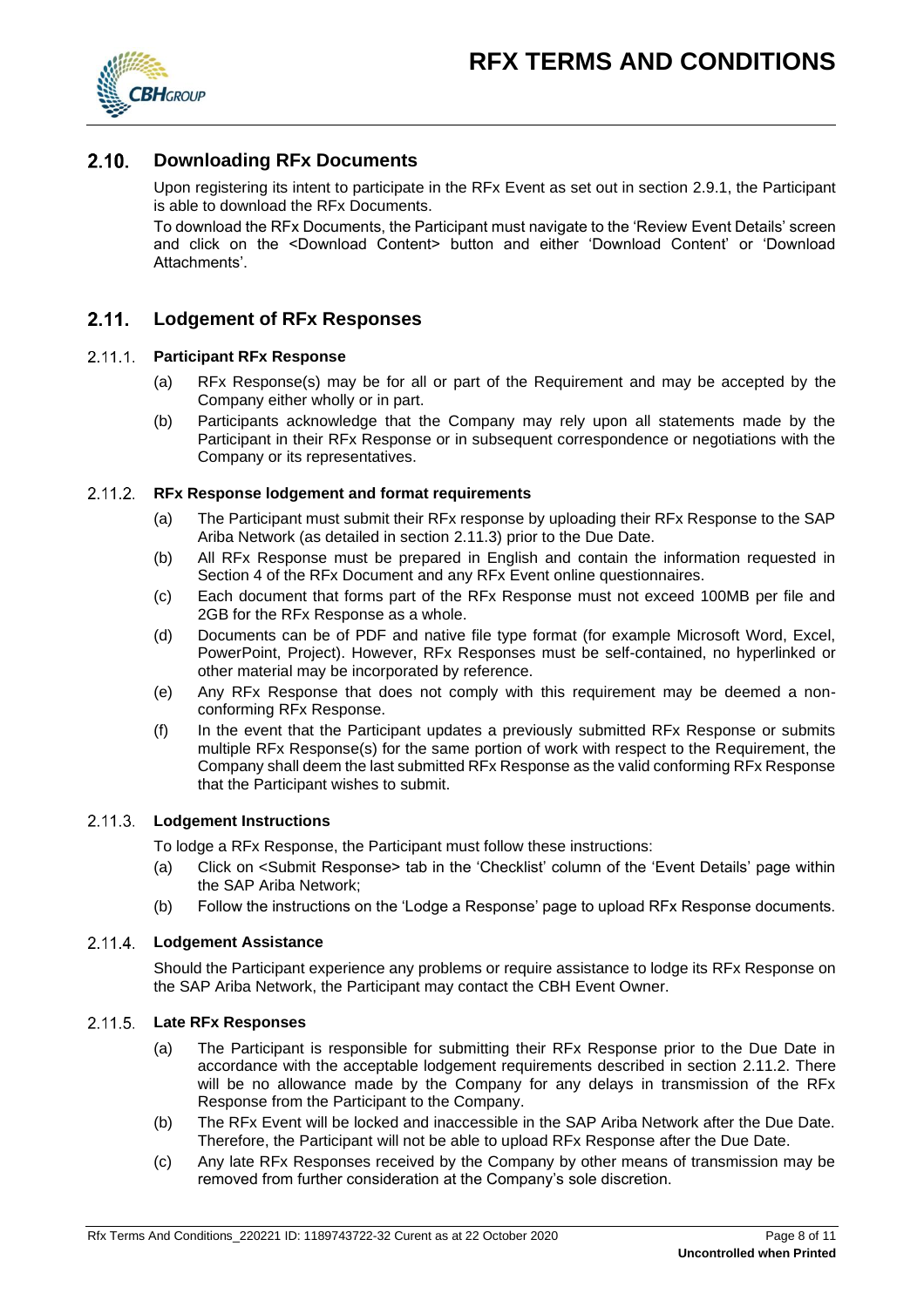## 2.10. Downloading RFx Documents

Upon registering its intent to participate in the RFx Event as set out in section 2.9.1, the Participant is able to download the RFx Documents.

To download the RFx Documents, the Participant must navigate to the 'Review Event Details' screen and click on the <Download Content> button and either 'Download Content' or 'Download Attachments'.

## 2.11. Lodgement of RFx Responses

### 2.11.1. Participant RFx Response

(a) RFx Response(s) may be for all or part of the Requirement and may be accepted by the Company either wholly or in part.

(b) Participants acknowledge that the Company may rely upon all statements made by the Participant in their RFx Response or in subsequent correspondence or negotiations with the Company or its representatives.

### 2.11.2. RFx Response lodgement and format requirements

(a) The Participant must submit their RFx response by uploading their RFx Response to the SAP Ariba Network (as detailed in section 2.11.3) prior to the Due Date.

(b) All RFx Response must be prepared in English and contain the information requested in Section 4 of the RFx Document and any RFx Event online questionnaires.

(c) Each document that forms part of the RFx Response must not exceed 100MB per file and 2GB for the RFx Response as a whole.

(d) Documents can be of PDF and native file type format (for example Microsoft Word, Excel, PowerPoint, Project). However, RFx Responses must be self-contained, no hyperlinked or other material may be incorporated by reference.

(e) Any RFx Response that does not comply with this requirement may be deemed a non-conforming RFx Response.

(f) In the event that the Participant updates a previously submitted RFx Response or submits multiple RFx Response(s) for the same portion of work with respect to the Requirement, the Company shall deem the last submitted RFx Response as the valid conforming RFx Response that the Participant wishes to submit.

### 2.11.3. Lodgement Instructions

To lodge a RFx Response, the Participant must follow these instructions:

(a) Click on <Submit Response> tab in the 'Checklist' column of the 'Event Details' page within the SAP Ariba Network;

(b) Follow the instructions on the 'Lodge a Response' page to upload RFx Response documents.

### 2.11.4. Lodgement Assistance

Should the Participant experience any problems or require assistance to lodge its RFx Response on the SAP Ariba Network, the Participant may contact the CBH Event Owner.

### 2.11.5. Late RFx Responses

(a) The Participant is responsible for submitting their RFx Response prior to the Due Date in accordance with the acceptable lodgement requirements described in section 2.11.2. There will be no allowance made by the Company for any delays in transmission of the RFx Response from the Participant to the Company.

(b) The RFx Event will be locked and inaccessible in the SAP Ariba Network after the Due Date. Therefore, the Participant will not be able to upload RFx Response after the Due Date.

(c) Any late RFx Responses received by the Company by other means of transmission may be removed from further consideration at the Company's sole discretion.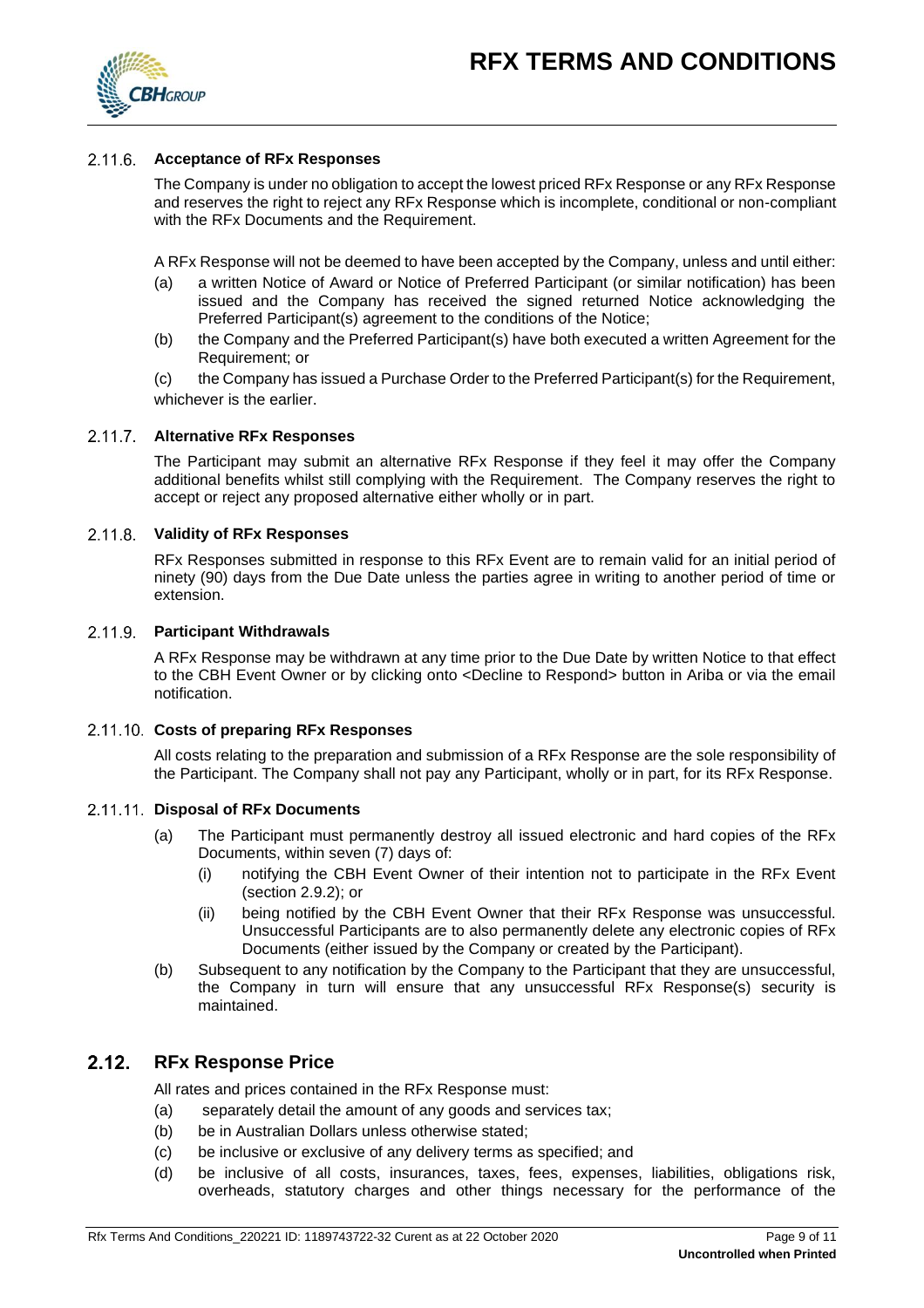#### 2.11.6. Acceptance of RFx Responses

The Company is under no obligation to accept the lowest priced RFx Response or any RFx Response and reserves the right to reject any RFx Response which is incomplete, conditional or non-compliant with the RFx Documents and the Requirement.

A RFx Response will not be deemed to have been accepted by the Company, unless and until either:

(a) a written Notice of Award or Notice of Preferred Participant (or similar notification) has been issued and the Company has received the signed returned Notice acknowledging the Preferred Participant(s) agreement to the conditions of the Notice;

(b) the Company and the Preferred Participant(s) have both executed a written Agreement for the Requirement; or

(c) the Company has issued a Purchase Order to the Preferred Participant(s) for the Requirement,

whichever is the earlier.

#### 2.11.7. Alternative RFx Responses

The Participant may submit an alternative RFx Response if they feel it may offer the Company additional benefits whilst still complying with the Requirement. The Company reserves the right to accept or reject any proposed alternative either wholly or in part.

#### 2.11.8. Validity of RFx Responses

RFx Responses submitted in response to this RFx Event are to remain valid for an initial period of ninety (90) days from the Due Date unless the parties agree in writing to another period of time or extension.

#### 2.11.9. Participant Withdrawals

A RFx Response may be withdrawn at any time prior to the Due Date by written Notice to that effect to the CBH Event Owner or by clicking onto <Decline to Respond> button in Ariba or via the email notification.

#### 2.11.10. Costs of preparing RFx Responses

All costs relating to the preparation and submission of a RFx Response are the sole responsibility of the Participant. The Company shall not pay any Participant, wholly or in part, for its RFx Response.

#### 2.11.11. Disposal of RFx Documents

(a) The Participant must permanently destroy all issued electronic and hard copies of the RFx Documents, within seven (7) days of:

   (i) notifying the CBH Event Owner of their intention not to participate in the RFx Event (section 2.9.2); or

   (ii) being notified by the CBH Event Owner that their RFx Response was unsuccessful. Unsuccessful Participants are to also permanently delete any electronic copies of RFx Documents (either issued by the Company or created by the Participant).

(b) Subsequent to any notification by the Company to the Participant that they are unsuccessful, the Company in turn will ensure that any unsuccessful RFx Response(s) security is maintained.

## 2.12. RFx Response Price

All rates and prices contained in the RFx Response must:

(a) separately detail the amount of any goods and services tax;

(b) be in Australian Dollars unless otherwise stated;

(c) be inclusive or exclusive of any delivery terms as specified; and

(d) be inclusive of all costs, insurances, taxes, fees, expenses, liabilities, obligations risk, overheads, statutory charges and other things necessary for the performance of the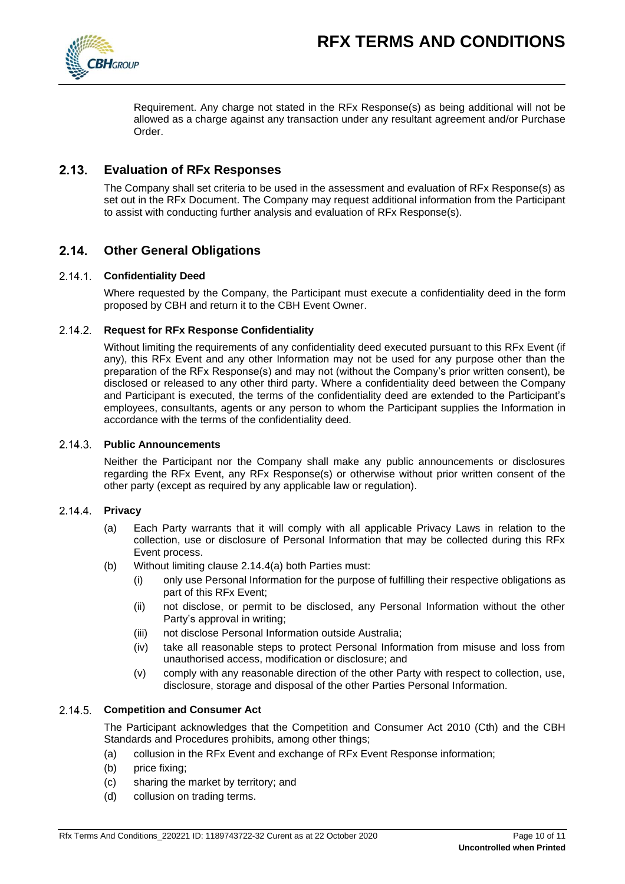Requirement. Any charge not stated in the RFx Response(s) as being additional will not be allowed as a charge against any transaction under any resultant agreement and/or Purchase Order.

## 2.13. Evaluation of RFx Responses

The Company shall set criteria to be used in the assessment and evaluation of RFx Response(s) as set out in the RFx Document. The Company may request additional information from the Participant to assist with conducting further analysis and evaluation of RFx Response(s).

## 2.14. Other General Obligations

### 2.14.1. Confidentiality Deed

Where requested by the Company, the Participant must execute a confidentiality deed in the form proposed by CBH and return it to the CBH Event Owner.

### 2.14.2. Request for RFx Response Confidentiality

Without limiting the requirements of any confidentiality deed executed pursuant to this RFx Event (if any), this RFx Event and any other Information may not be used for any purpose other than the preparation of the RFx Response(s) and may not (without the Company's prior written consent), be disclosed or released to any other third party. Where a confidentiality deed between the Company and Participant is executed, the terms of the confidentiality deed are extended to the Participant's employees, consultants, agents or any person to whom the Participant supplies the Information in accordance with the terms of the confidentiality deed.

### 2.14.3. Public Announcements

Neither the Participant nor the Company shall make any public announcements or disclosures regarding the RFx Event, any RFx Response(s) or otherwise without prior written consent of the other party (except as required by any applicable law or regulation).

### 2.14.4. Privacy

(a) Each Party warrants that it will comply with all applicable Privacy Laws in relation to the collection, use or disclosure of Personal Information that may be collected during this RFx Event process.

(b) Without limiting clause 2.14.4(a) both Parties must:

  (i) only use Personal Information for the purpose of fulfilling their respective obligations as part of this RFx Event;

  (ii) not disclose, or permit to be disclosed, any Personal Information without the other Party's approval in writing;

  (iii) not disclose Personal Information outside Australia;

  (iv) take all reasonable steps to protect Personal Information from misuse and loss from unauthorised access, modification or disclosure; and

  (v) comply with any reasonable direction of the other Party with respect to collection, use, disclosure, storage and disposal of the other Parties Personal Information.

### 2.14.5. Competition and Consumer Act

The Participant acknowledges that the Competition and Consumer Act 2010 (Cth) and the CBH Standards and Procedures prohibits, among other things;

(a) collusion in the RFx Event and exchange of RFx Event Response information;

(b) price fixing;

(c) sharing the market by territory; and

(d) collusion on trading terms.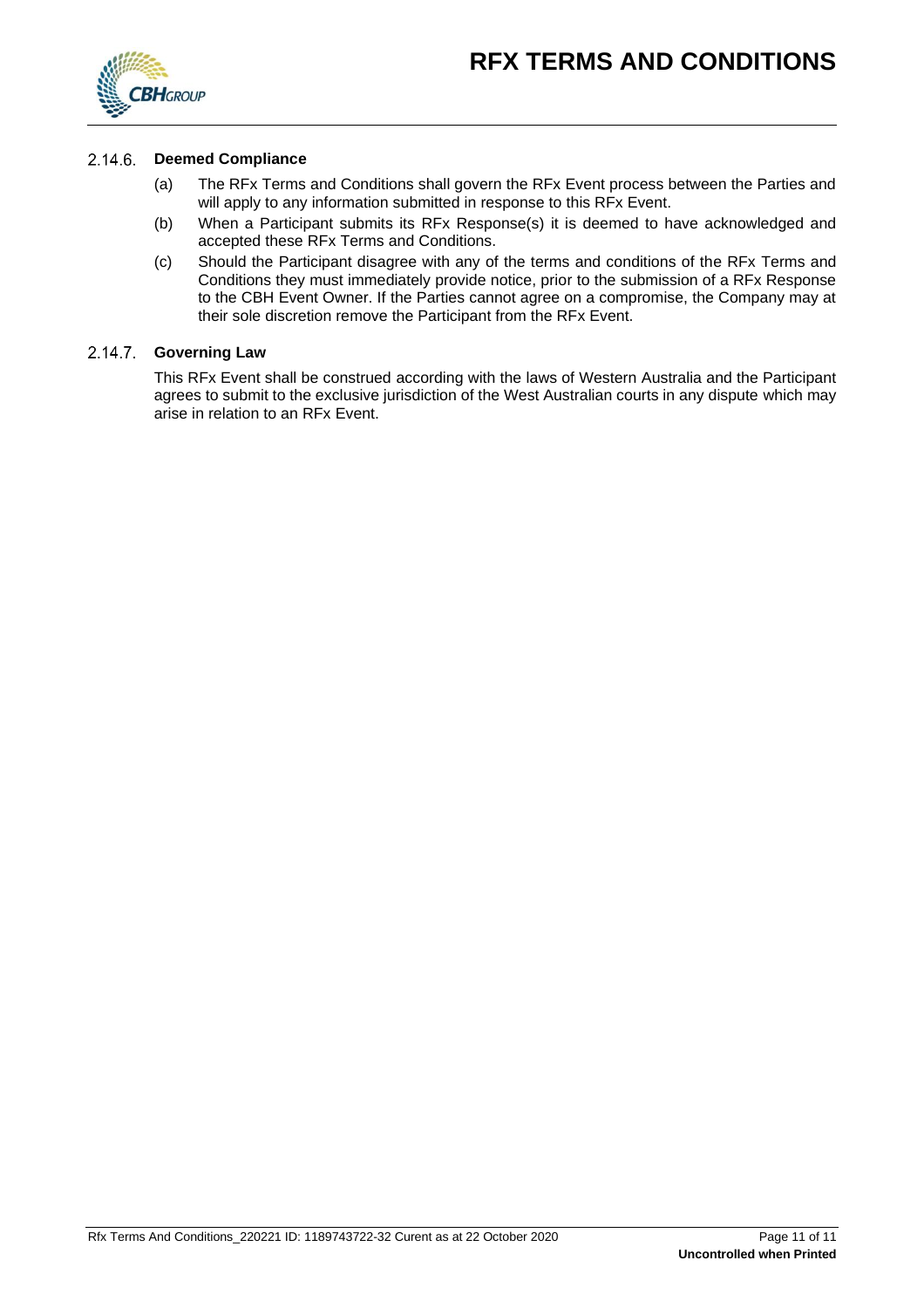#### 2.14.6. Deemed Compliance

(a) The RFx Terms and Conditions shall govern the RFx Event process between the Parties and will apply to any information submitted in response to this RFx Event.

(b) When a Participant submits its RFx Response(s) it is deemed to have acknowledged and accepted these RFx Terms and Conditions.

(c) Should the Participant disagree with any of the terms and conditions of the RFx Terms and Conditions they must immediately provide notice, prior to the submission of a RFx Response to the CBH Event Owner. If the Parties cannot agree on a compromise, the Company may at their sole discretion remove the Participant from the RFx Event.

#### 2.14.7. Governing Law

This RFx Event shall be construed according with the laws of Western Australia and the Participant agrees to submit to the exclusive jurisdiction of the West Australian courts in any dispute which may arise in relation to an RFx Event.